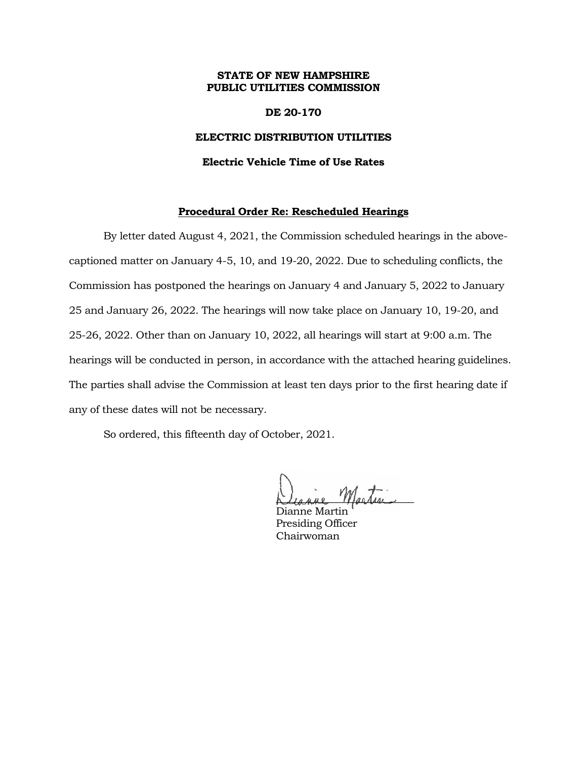**STATE OF NEW HAMPSHIRE**
**PUBLIC UTILITIES COMMISSION**

**DE 20-170**

**ELECTRIC DISTRIBUTION UTILITIES**

**Electric Vehicle Time of Use Rates**

**Procedural Order Re: Rescheduled Hearings**

By letter dated August 4, 2021, the Commission scheduled hearings in the above-captioned matter on January 4-5, 10, and 19-20, 2022. Due to scheduling conflicts, the Commission has postponed the hearings on January 4 and January 5, 2022 to January 25 and January 26, 2022. The hearings will now take place on January 10, 19-20, and 25-26, 2022. Other than on January 10, 2022, all hearings will start at 9:00 a.m. The hearings will be conducted in person, in accordance with the attached hearing guidelines. The parties shall advise the Commission at least ten days prior to the first hearing date if any of these dates will not be necessary.

So ordered, this fifteenth day of October, 2021.

Dianne Martin
Presiding Officer
Chairwoman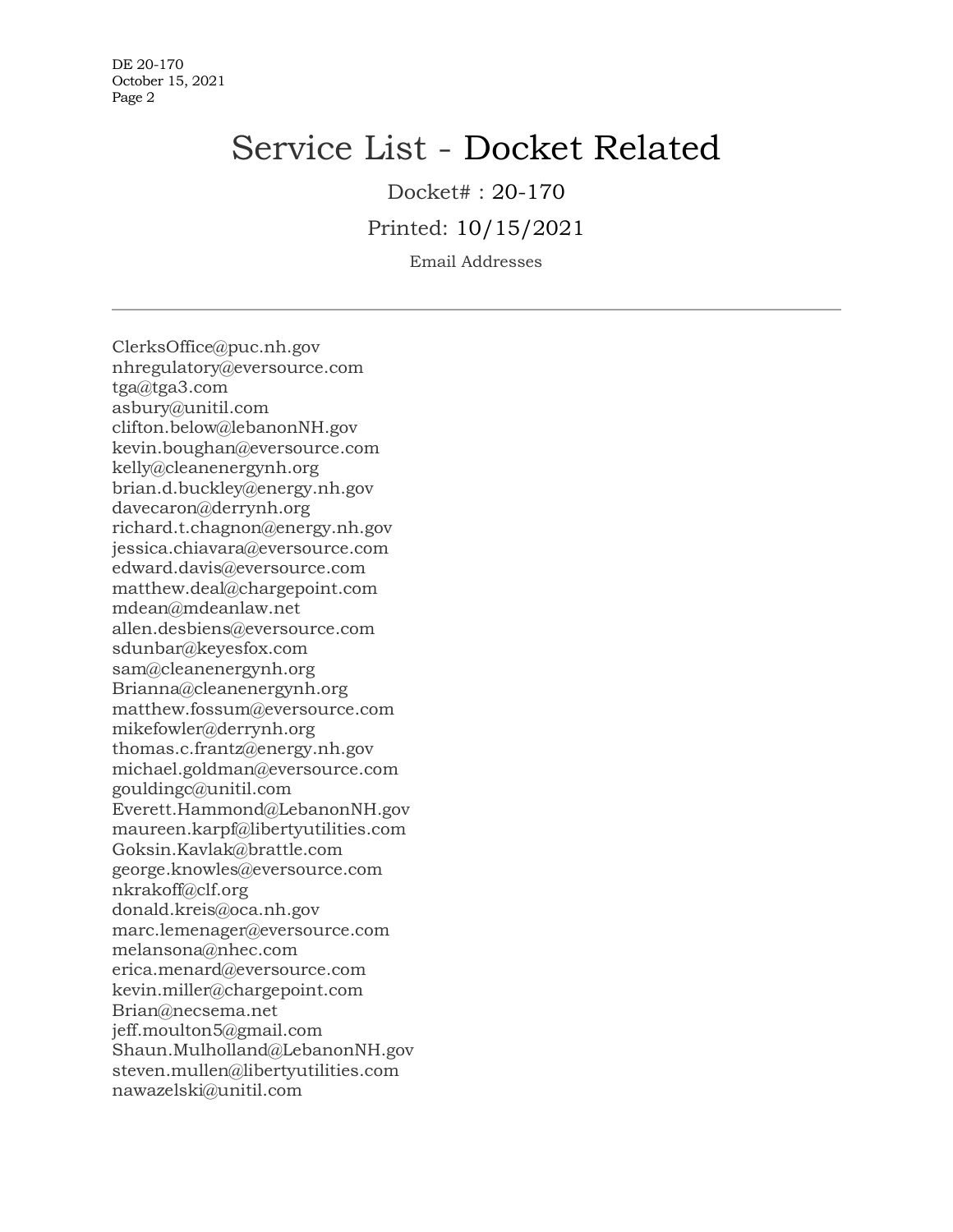# Service List - Docket Related

Docket# : 20-170

Printed: 10/15/2021

Email Addresses

---

ClerksOffice@puc.nh.gov
nhregulatory@eversource.com
tga@tga3.com
asbury@unitil.com
clifton.below@lebanonNH.gov
kevin.boughan@eversource.com
kelly@cleanenergynh.org
brian.d.buckley@energy.nh.gov
davecaron@derrynh.org
richard.t.chagnon@energy.nh.gov
jessica.chiavara@eversource.com
edward.davis@eversource.com
matthew.deal@chargepoint.com
mdean@mdeanlaw.net
allen.desbiens@eversource.com
sdunbar@keyesfox.com
sam@cleanenergynh.org
Brianna@cleanenergynh.org
matthew.fossum@eversource.com
mikefowler@derrynh.org
thomas.c.frantz@energy.nh.gov
michael.goldman@eversource.com
gouldingc@unitil.com
Everett.Hammond@LebanonNH.gov
maureen.karpf@libertyutilities.com
Goksin.Kavlak@brattle.com
george.knowles@eversource.com
nkrakoff@clf.org
donald.kreis@oca.nh.gov
marc.lemenager@eversource.com
melansona@nhec.com
erica.menard@eversource.com
kevin.miller@chargepoint.com
Brian@necsema.net
jeff.moulton5@gmail.com
Shaun.Mulholland@LebanonNH.gov
steven.mullen@libertyutilities.com
nawazelski@unitil.com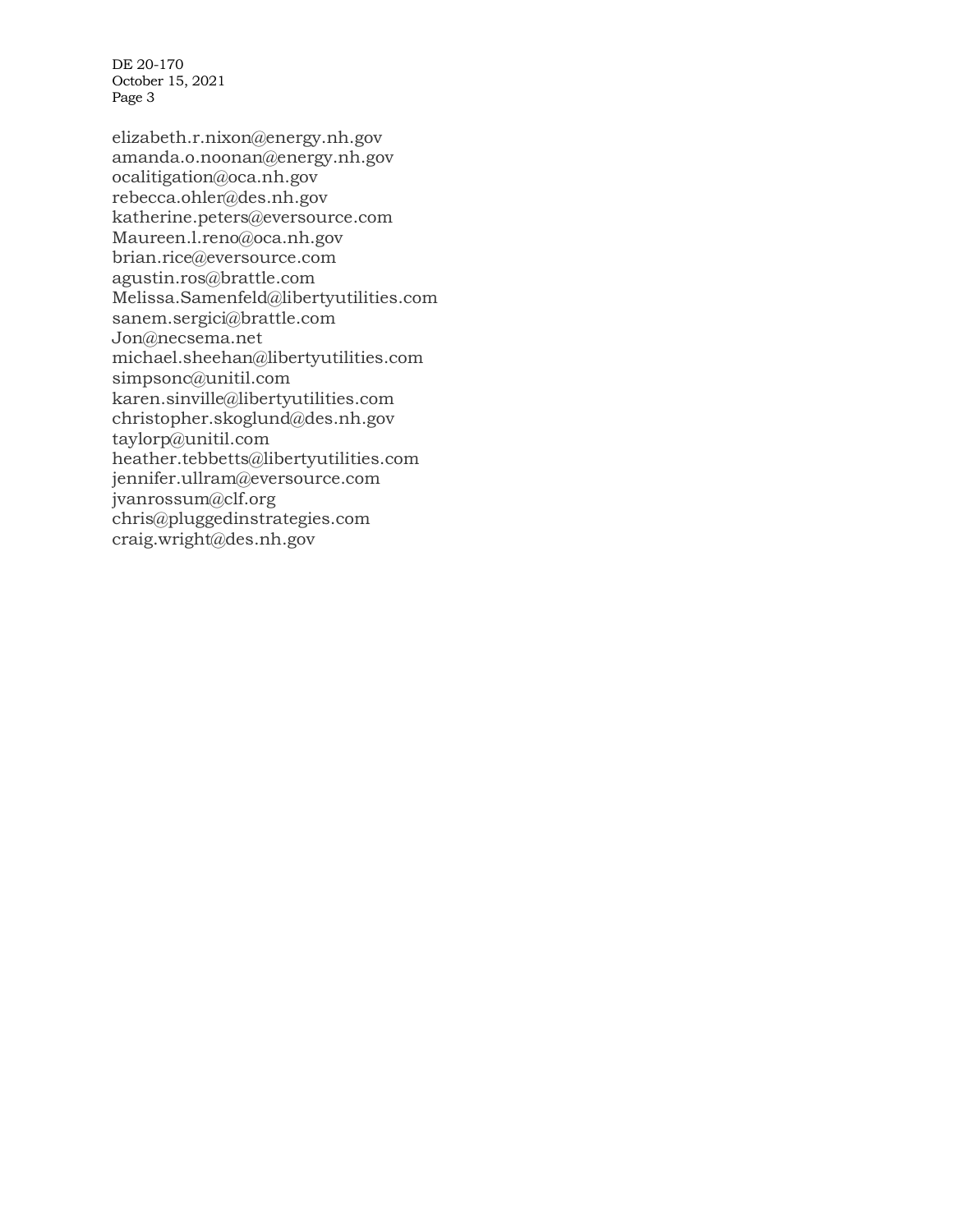elizabeth.r.nixon@energy.nh.gov
amanda.o.noonan@energy.nh.gov
ocalitigation@oca.nh.gov
rebecca.ohler@des.nh.gov
katherine.peters@eversource.com
Maureen.l.reno@oca.nh.gov
brian.rice@eversource.com
agustin.ros@brattle.com
Melissa.Samenfeld@libertyutilities.com
sanem.sergici@brattle.com
Jon@necsema.net
michael.sheehan@libertyutilities.com
simpsonc@unitil.com
karen.sinville@libertyutilities.com
christopher.skoglund@des.nh.gov
taylorp@unitil.com
heather.tebbetts@libertyutilities.com
jennifer.ullram@eversource.com
jvanrossum@clf.org
chris@pluggedinstrategies.com
craig.wright@des.nh.gov